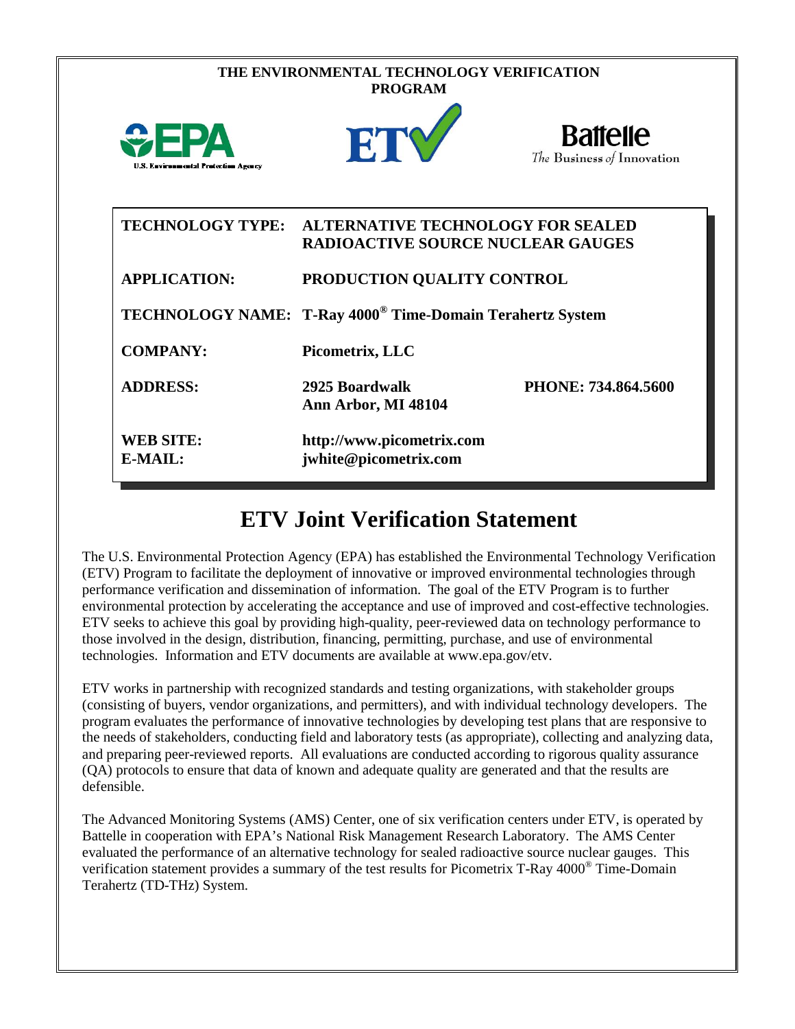**THE ENVIRONMENTAL TECHNOLOGY VERIFICATION PROGRAM**

| | | |
|---|---|---|
| **TECHNOLOGY TYPE:** | **ALTERNATIVE TECHNOLOGY FOR SEALED RADIOACTIVE SOURCE NUCLEAR GAUGES** | |
| **APPLICATION:** | **PRODUCTION QUALITY CONTROL** | |
| **TECHNOLOGY NAME:** | **T-Ray 4000® Time-Domain Terahertz System** | |
| **COMPANY:** | **Picometrix, LLC** | |
| **ADDRESS:** | **2925 Boardwalk Ann Arbor, MI 48104** | **PHONE: 734.864.5600** |
| **WEB SITE:** | **http://www.picometrix.com** | |
| **E-MAIL:** | **jwhite@picometrix.com** | |

# ETV Joint Verification Statement

The U.S. Environmental Protection Agency (EPA) has established the Environmental Technology Verification (ETV) Program to facilitate the deployment of innovative or improved environmental technologies through performance verification and dissemination of information. The goal of the ETV Program is to further environmental protection by accelerating the acceptance and use of improved and cost-effective technologies. ETV seeks to achieve this goal by providing high-quality, peer-reviewed data on technology performance to those involved in the design, distribution, financing, permitting, purchase, and use of environmental technologies. Information and ETV documents are available at www.epa.gov/etv.

ETV works in partnership with recognized standards and testing organizations, with stakeholder groups (consisting of buyers, vendor organizations, and permitters), and with individual technology developers. The program evaluates the performance of innovative technologies by developing test plans that are responsive to the needs of stakeholders, conducting field and laboratory tests (as appropriate), collecting and analyzing data, and preparing peer-reviewed reports. All evaluations are conducted according to rigorous quality assurance (QA) protocols to ensure that data of known and adequate quality are generated and that the results are defensible.

The Advanced Monitoring Systems (AMS) Center, one of six verification centers under ETV, is operated by Battelle in cooperation with EPA's National Risk Management Research Laboratory. The AMS Center evaluated the performance of an alternative technology for sealed radioactive source nuclear gauges. This verification statement provides a summary of the test results for Picometrix T-Ray 4000® Time-Domain Terahertz (TD-THz) System.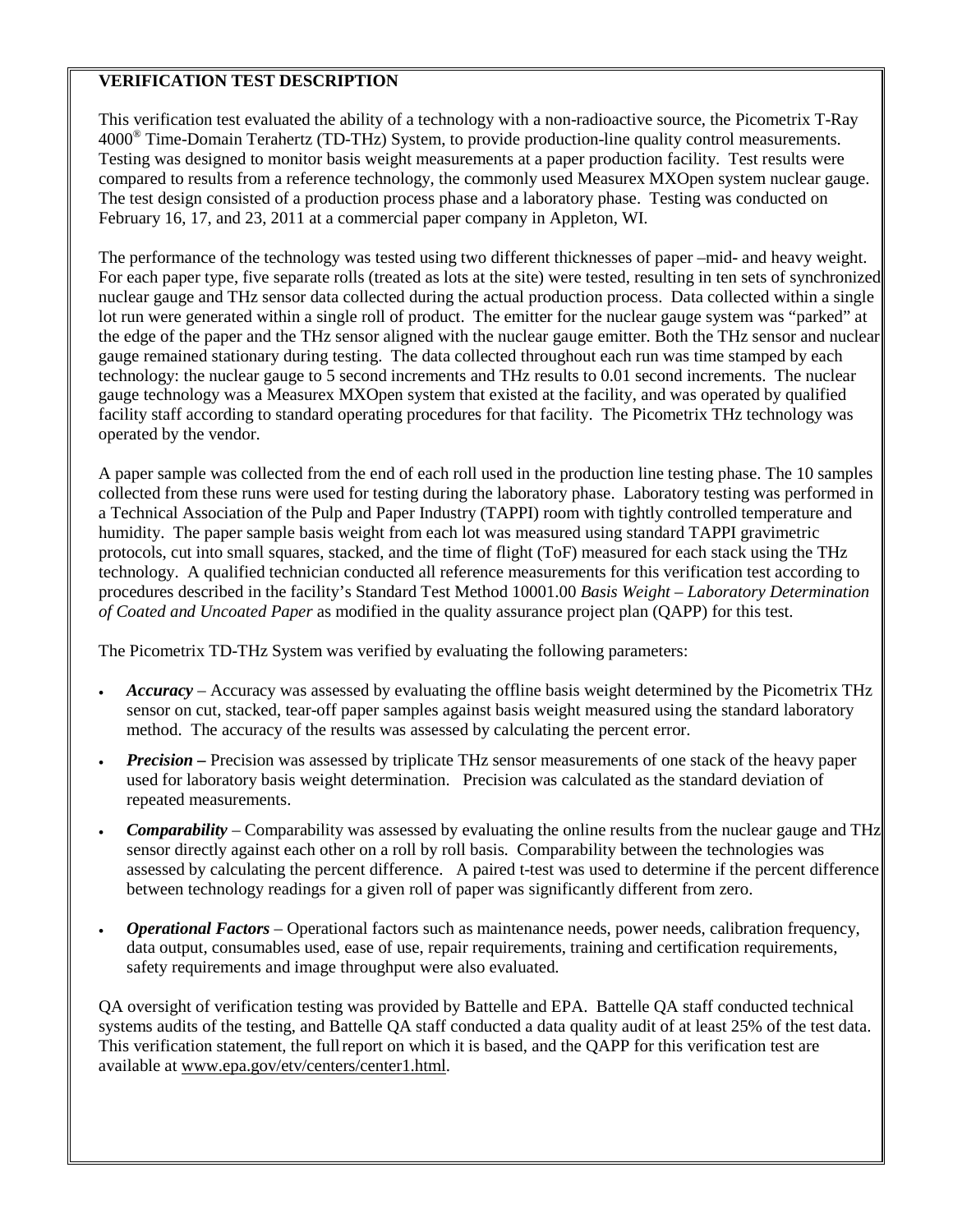## VERIFICATION TEST DESCRIPTION

This verification test evaluated the ability of a technology with a non-radioactive source, the Picometrix T-Ray 4000® Time-Domain Terahertz (TD-THz) System, to provide production-line quality control measurements. Testing was designed to monitor basis weight measurements at a paper production facility. Test results were compared to results from a reference technology, the commonly used Measurex MXOpen system nuclear gauge. The test design consisted of a production process phase and a laboratory phase. Testing was conducted on February 16, 17, and 23, 2011 at a commercial paper company in Appleton, WI.

The performance of the technology was tested using two different thicknesses of paper –mid- and heavy weight. For each paper type, five separate rolls (treated as lots at the site) were tested, resulting in ten sets of synchronized nuclear gauge and THz sensor data collected during the actual production process. Data collected within a single lot run were generated within a single roll of product. The emitter for the nuclear gauge system was "parked" at the edge of the paper and the THz sensor aligned with the nuclear gauge emitter. Both the THz sensor and nuclear gauge remained stationary during testing. The data collected throughout each run was time stamped by each technology: the nuclear gauge to 5 second increments and THz results to 0.01 second increments. The nuclear gauge technology was a Measurex MXOpen system that existed at the facility, and was operated by qualified facility staff according to standard operating procedures for that facility. The Picometrix THz technology was operated by the vendor.

A paper sample was collected from the end of each roll used in the production line testing phase. The 10 samples collected from these runs were used for testing during the laboratory phase. Laboratory testing was performed in a Technical Association of the Pulp and Paper Industry (TAPPI) room with tightly controlled temperature and humidity. The paper sample basis weight from each lot was measured using standard TAPPI gravimetric protocols, cut into small squares, stacked, and the time of flight (ToF) measured for each stack using the THz technology. A qualified technician conducted all reference measurements for this verification test according to procedures described in the facility's Standard Test Method 10001.00 *Basis Weight – Laboratory Determination of Coated and Uncoated Paper* as modified in the quality assurance project plan (QAPP) for this test.

The Picometrix TD-THz System was verified by evaluating the following parameters:

- ***Accuracy*** – Accuracy was assessed by evaluating the offline basis weight determined by the Picometrix THz sensor on cut, stacked, tear-off paper samples against basis weight measured using the standard laboratory method. The accuracy of the results was assessed by calculating the percent error.
- ***Precision –*** Precision was assessed by triplicate THz sensor measurements of one stack of the heavy paper used for laboratory basis weight determination. Precision was calculated as the standard deviation of repeated measurements.
- ***Comparability*** – Comparability was assessed by evaluating the online results from the nuclear gauge and THz sensor directly against each other on a roll by roll basis. Comparability between the technologies was assessed by calculating the percent difference. A paired t-test was used to determine if the percent difference between technology readings for a given roll of paper was significantly different from zero.
- ***Operational Factors*** – Operational factors such as maintenance needs, power needs, calibration frequency, data output, consumables used, ease of use, repair requirements, training and certification requirements, safety requirements and image throughput were also evaluated.

QA oversight of verification testing was provided by Battelle and EPA. Battelle QA staff conducted technical systems audits of the testing, and Battelle QA staff conducted a data quality audit of at least 25% of the test data. This verification statement, the full report on which it is based, and the QAPP for this verification test are available at www.epa.gov/etv/centers/center1.html.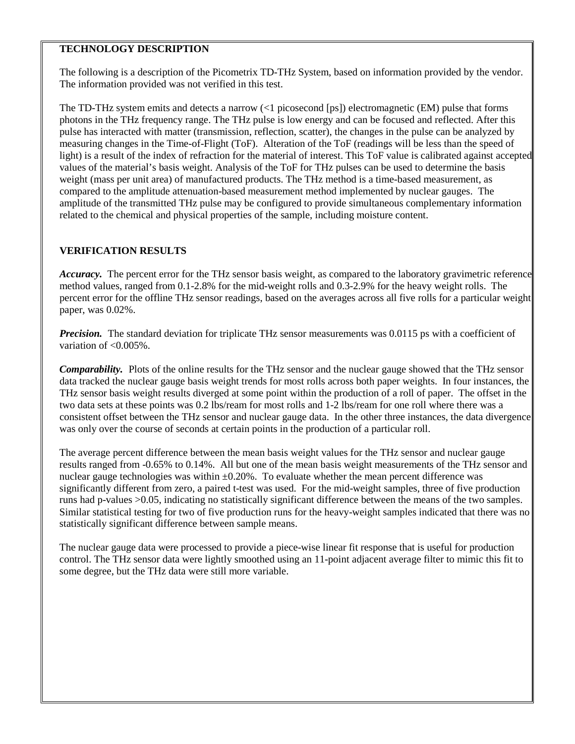## TECHNOLOGY DESCRIPTION

The following is a description of the Picometrix TD-THz System, based on information provided by the vendor. The information provided was not verified in this test.

The TD-THz system emits and detects a narrow (<1 picosecond [ps]) electromagnetic (EM) pulse that forms photons in the THz frequency range. The THz pulse is low energy and can be focused and reflected. After this pulse has interacted with matter (transmission, reflection, scatter), the changes in the pulse can be analyzed by measuring changes in the Time-of-Flight (ToF). Alteration of the ToF (readings will be less than the speed of light) is a result of the index of refraction for the material of interest. This ToF value is calibrated against accepted values of the material's basis weight. Analysis of the ToF for THz pulses can be used to determine the basis weight (mass per unit area) of manufactured products. The THz method is a time-based measurement, as compared to the amplitude attenuation-based measurement method implemented by nuclear gauges. The amplitude of the transmitted THz pulse may be configured to provide simultaneous complementary information related to the chemical and physical properties of the sample, including moisture content.

## VERIFICATION RESULTS

***Accuracy.*** The percent error for the THz sensor basis weight, as compared to the laboratory gravimetric reference method values, ranged from 0.1-2.8% for the mid-weight rolls and 0.3-2.9% for the heavy weight rolls. The percent error for the offline THz sensor readings, based on the averages across all five rolls for a particular weight paper, was 0.02%.

***Precision.*** The standard deviation for triplicate THz sensor measurements was 0.0115 ps with a coefficient of variation of <0.005%.

***Comparability.*** Plots of the online results for the THz sensor and the nuclear gauge showed that the THz sensor data tracked the nuclear gauge basis weight trends for most rolls across both paper weights. In four instances, the THz sensor basis weight results diverged at some point within the production of a roll of paper. The offset in the two data sets at these points was 0.2 lbs/ream for most rolls and 1-2 lbs/ream for one roll where there was a consistent offset between the THz sensor and nuclear gauge data. In the other three instances, the data divergence was only over the course of seconds at certain points in the production of a particular roll.

The average percent difference between the mean basis weight values for the THz sensor and nuclear gauge results ranged from -0.65% to 0.14%. All but one of the mean basis weight measurements of the THz sensor and nuclear gauge technologies was within ±0.20%. To evaluate whether the mean percent difference was significantly different from zero, a paired t-test was used. For the mid-weight samples, three of five production runs had p-values >0.05, indicating no statistically significant difference between the means of the two samples. Similar statistical testing for two of five production runs for the heavy-weight samples indicated that there was no statistically significant difference between sample means.

The nuclear gauge data were processed to provide a piece-wise linear fit response that is useful for production control. The THz sensor data were lightly smoothed using an 11-point adjacent average filter to mimic this fit to some degree, but the THz data were still more variable.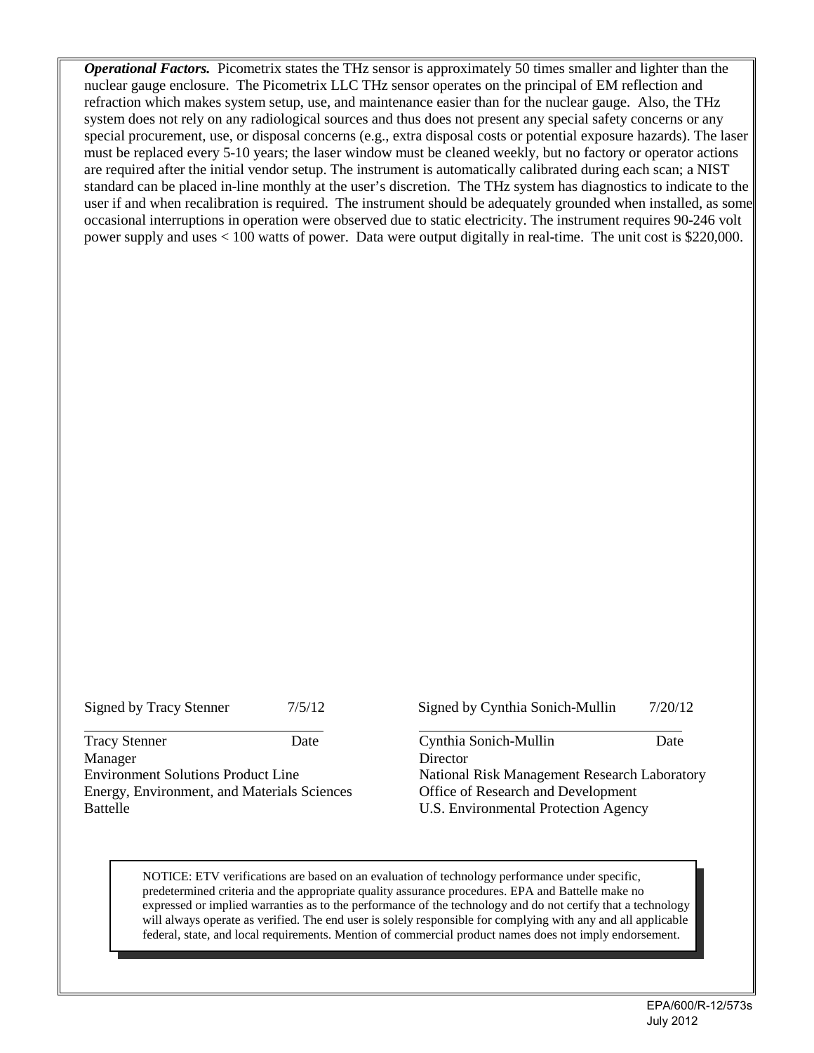***Operational Factors.*** Picometrix states the THz sensor is approximately 50 times smaller and lighter than the nuclear gauge enclosure. The Picometrix LLC THz sensor operates on the principal of EM reflection and refraction which makes system setup, use, and maintenance easier than for the nuclear gauge. Also, the THz system does not rely on any radiological sources and thus does not present any special safety concerns or any special procurement, use, or disposal concerns (e.g., extra disposal costs or potential exposure hazards). The laser must be replaced every 5-10 years; the laser window must be cleaned weekly, but no factory or operator actions are required after the initial vendor setup. The instrument is automatically calibrated during each scan; a NIST standard can be placed in-line monthly at the user's discretion. The THz system has diagnostics to indicate to the user if and when recalibration is required. The instrument should be adequately grounded when installed, as some occasional interruptions in operation were observed due to static electricity. The instrument requires 90-246 volt power supply and uses < 100 watts of power. Data were output digitally in real-time. The unit cost is $220,000.

Signed by Tracy Stenner 7/5/12

Tracy Stenner Date
Manager
Environment Solutions Product Line
Energy, Environment, and Materials Sciences
Battelle

Signed by Cynthia Sonich-Mullin 7/20/12

Cynthia Sonich-Mullin Date
Director
National Risk Management Research Laboratory
Office of Research and Development
U.S. Environmental Protection Agency

NOTICE: ETV verifications are based on an evaluation of technology performance under specific, predetermined criteria and the appropriate quality assurance procedures. EPA and Battelle make no expressed or implied warranties as to the performance of the technology and do not certify that a technology will always operate as verified. The end user is solely responsible for complying with any and all applicable federal, state, and local requirements. Mention of commercial product names does not imply endorsement.

EPA/600/R-12/573s
July 2012